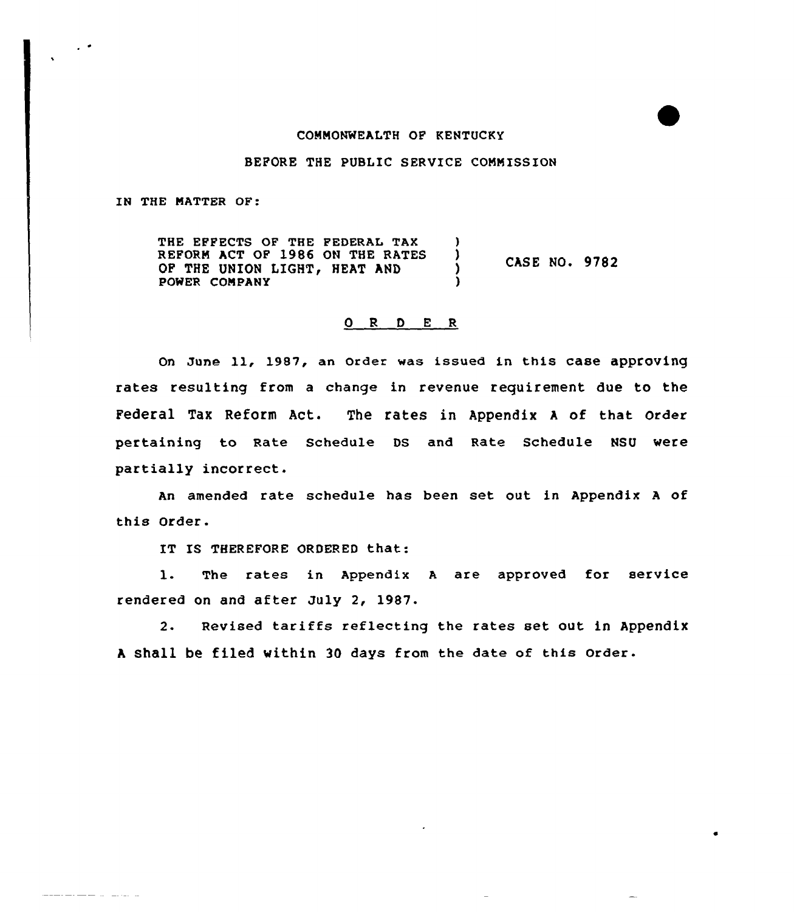COMMONWEALTH OF KENTUCKY

BEFORE THE PUBLIC SERVICE COMMISSION

IN THE MATTER OF:

THE EFFECTS OF THE FEDERAL TAX REFORM ACT OF 1986 ON THE RATES OF THE UNION LIGHT, HEAT AND POWER COMPANY ) CASE NO. 9782

# ORDER

On June 11, 1987, an Order was issued in this case approving rates resulting from a change in revenue requirement due to the Federal Tax Reform Act. The rates in Appendix A of that Order pertaining to Rate Schedule DS and Rate Schedule NSU were partially incorrect.

An amended rate schedule has been set out in Appendix A of this Order.

IT IS THEREFORE ORDERED that:

1. The rates in Appendix A are approved for service rendered on and after July 2, 1987.

2. Revised tariffs reflecting the rates set out in Appendix A shall be filed within 30 days from the date of this Order.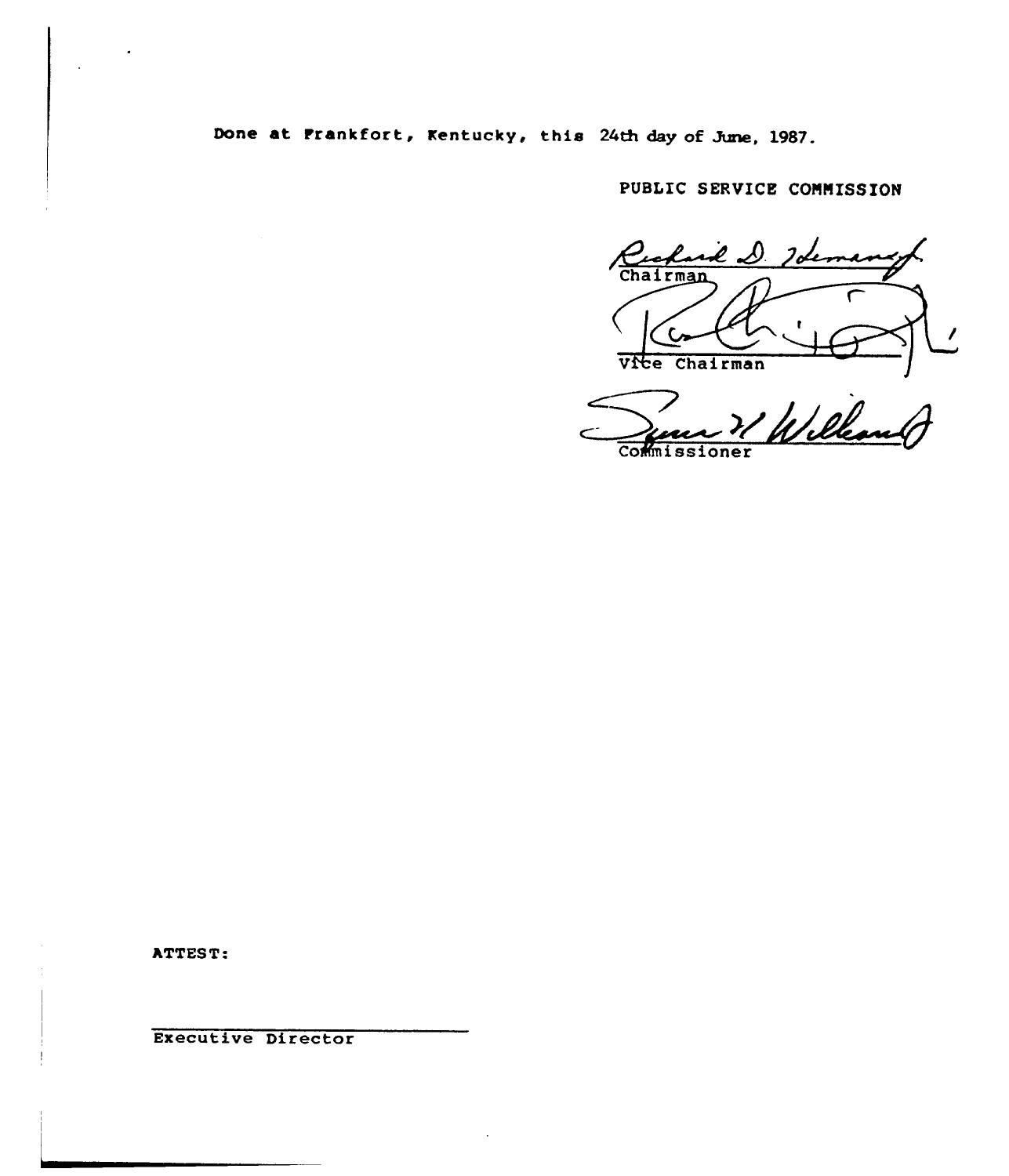Done at Frankfort, Kentucky, this 24th day of June, 1987.

PUBLIC SERVICE COMMISSION

Richard D. Heman, Jr.
Chairman

Vice Chairman

Commissioner

ATTEST:

Executive Director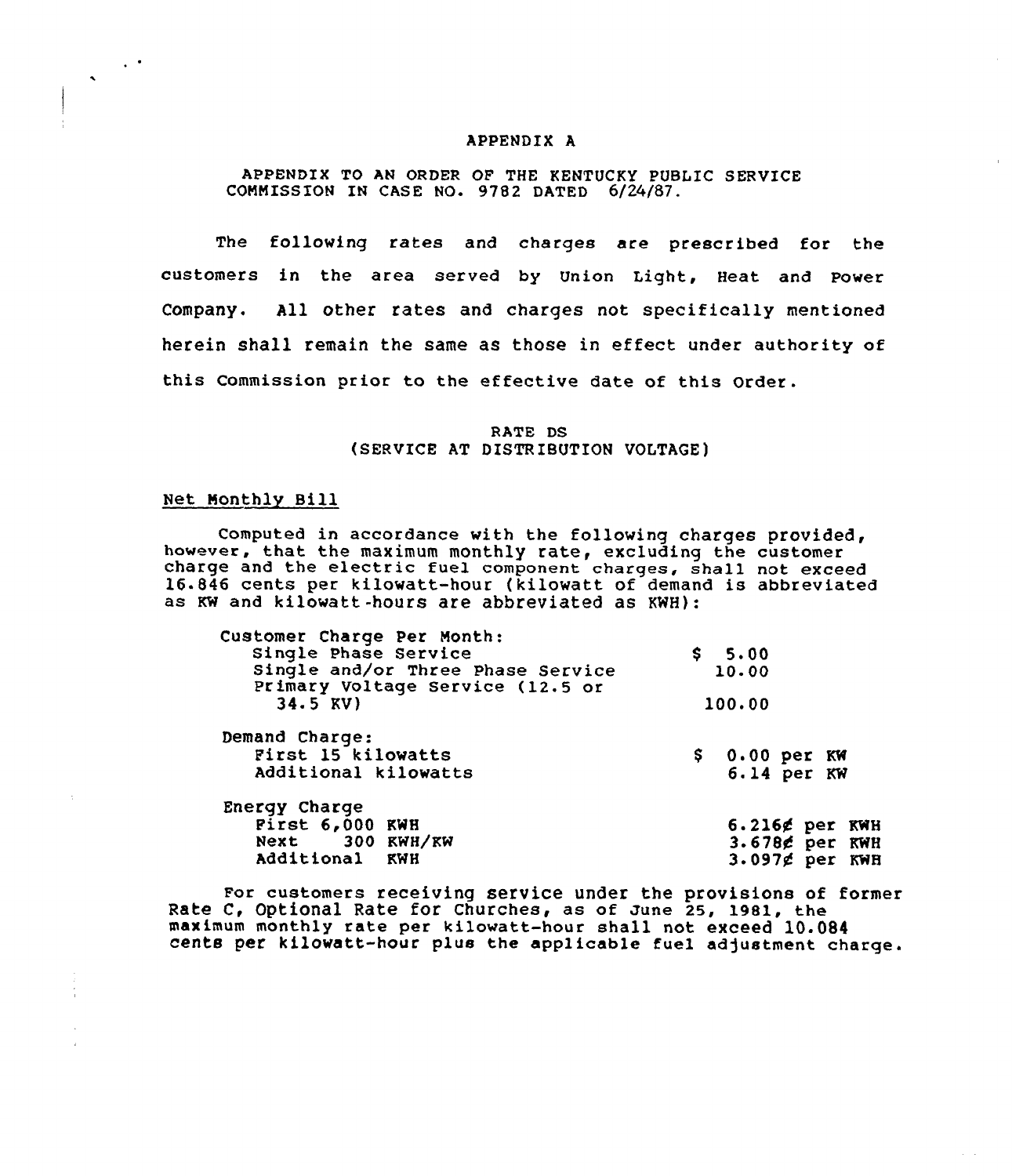APPENDIX A

APPENDIX TO AN ORDER OF THE KENTUCKY PUBLIC SERVICE COMMISSION IN CASE NO. 9782 DATED 6/24/87.

The following rates and charges are prescribed for the customers in the area served by Union Light, Heat and Power Company. All other rates and charges not specifically mentioned herein shall remain the same as those in effect under authority of this Commission prior to the effective date of this Order.

RATE DS
(SERVICE AT DISTRIBUTION VOLTAGE)

Net Monthly Bill

Computed in accordance with the following charges provided, however, that the maximum monthly rate, excluding the customer charge and the electric fuel component charges, shall not exceed 16.846 cents per kilowatt-hour (kilowatt of demand is abbreviated as KW and kilowatt-hours are abbreviated as KWH):

| | |
|---|---|
| Customer Charge Per Month: | |
| Single Phase Service | $ 5.00 |
| Single and/or Three Phase Service | 10.00 |
| Primary Voltage Service (12.5 or 34.5 KV) | 100.00 |
| Demand Charge: | |
| First 15 kilowatts | $ 0.00 per KW |
| Additional kilowatts | 6.14 per KW |
| Energy Charge | |
| First 6,000 KWH | 6.216¢ per KWH |
| Next 300 KWH/KW | 3.678¢ per KWH |
| Additional KWH | 3.097¢ per KWH |

For customers receiving service under the provisions of former Rate C, Optional Rate for Churches, as of June 25, 1981, the maximum monthly rate per kilowatt-hour shall not exceed 10.084 cents per kilowatt-hour plus the applicable fuel adjustment charge.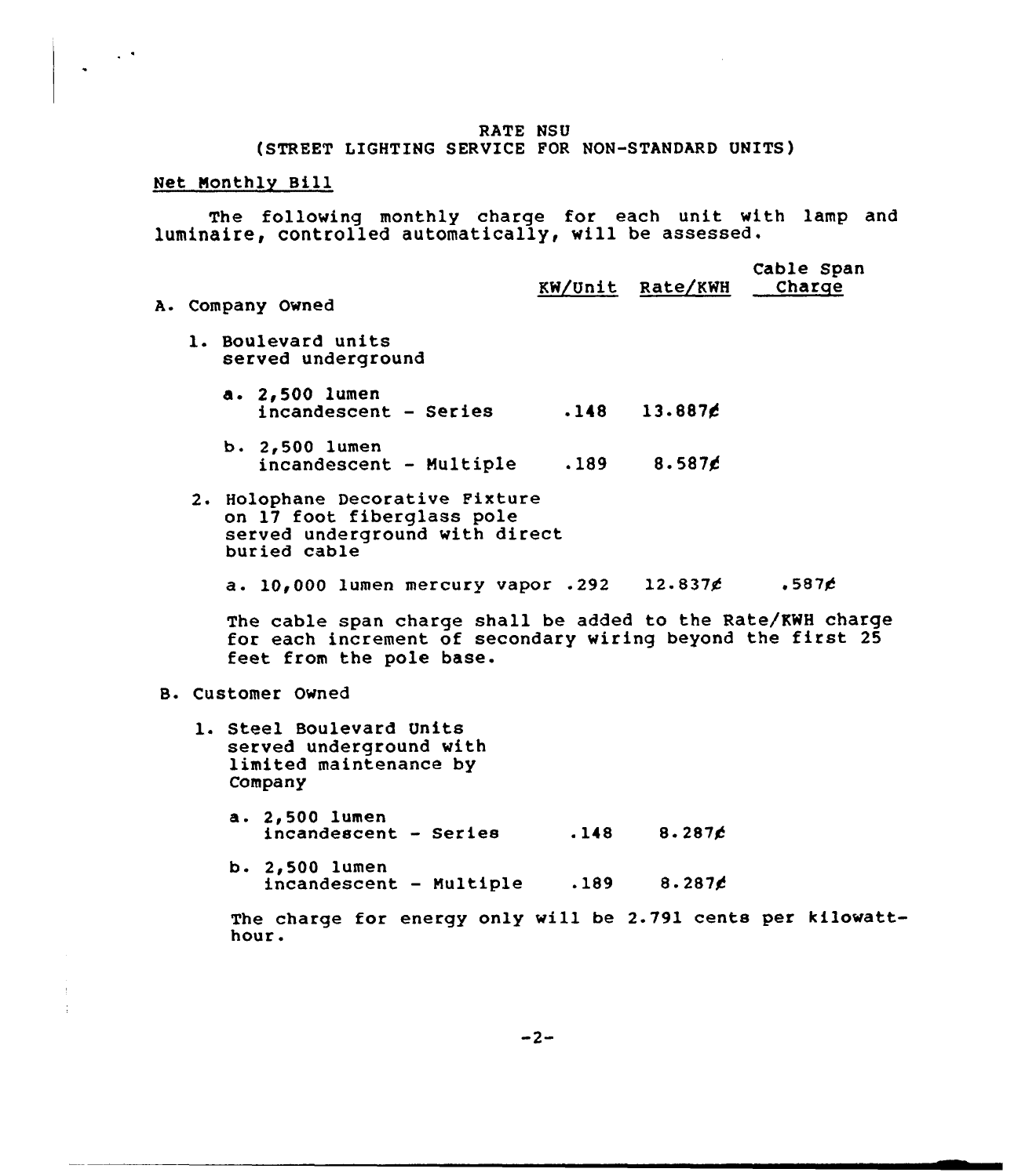# RATE NSU
## (STREET LIGHTING SERVICE FOR NON-STANDARD UNITS)

Net Monthly Bill

The following monthly charge for each unit with lamp and luminaire, controlled automatically, will be assessed.

| | KW/Unit | Rate/KWH | Cable Span Charge |
|---|---|---|---|
| A. Company Owned | | | |
| 1. Boulevard units served underground | | | |
| a. 2,500 lumen incandescent - Series | .148 | 13.887¢ | |
| b. 2,500 lumen incandescent - Multiple | .189 | 8.587¢ | |
| 2. Holophane Decorative Fixture on 17 foot fiberglass pole served underground with direct buried cable | | | |
| a. 10,000 lumen mercury vapor | .292 | 12.837¢ | .587¢ |

The cable span charge shall be added to the Rate/KWH charge for each increment of secondary wiring beyond the first 25 feet from the pole base.

| | KW/Unit | Rate/KWH |
|---|---|---|
| B. Customer Owned | | |
| 1. Steel Boulevard Units served underground with limited maintenance by Company | | |
| a. 2,500 lumen incandescent - Series | .148 | 8.287¢ |
| b. 2,500 lumen incandescent - Multiple | .189 | 8.287¢ |

The charge for energy only will be 2.791 cents per kilowatt-hour.